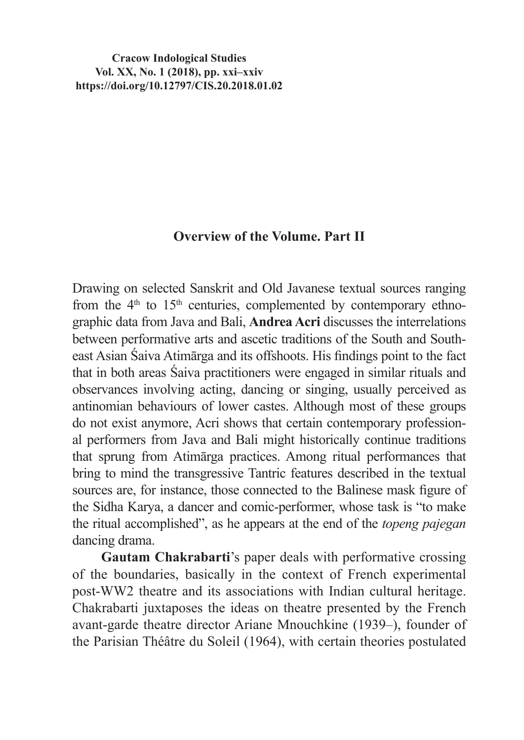# Overview of the Volume. Part II

Drawing on selected Sanskrit and Old Javanese textual sources ranging from the 4th to 15th centuries, complemented by contemporary ethnographic data from Java and Bali, **Andrea Acri** discusses the interrelations between performative arts and ascetic traditions of the South and Southeast Asian Śaiva Atimārga and its offshoots. His findings point to the fact that in both areas Śaiva practitioners were engaged in similar rituals and observances involving acting, dancing or singing, usually perceived as antinomian behaviours of lower castes. Although most of these groups do not exist anymore, Acri shows that certain contemporary professional performers from Java and Bali might historically continue traditions that sprung from Atimārga practices. Among ritual performances that bring to mind the transgressive Tantric features described in the textual sources are, for instance, those connected to the Balinese mask figure of the Sidha Karya, a dancer and comic-performer, whose task is "to make the ritual accomplished", as he appears at the end of the *topeng pajegan* dancing drama.

**Gautam Chakrabarti**'s paper deals with performative crossing of the boundaries, basically in the context of French experimental post-WW2 theatre and its associations with Indian cultural heritage. Chakrabarti juxtaposes the ideas on theatre presented by the French avant-garde theatre director Ariane Mnouchkine (1939–), founder of the Parisian Théâtre du Soleil (1964), with certain theories postulated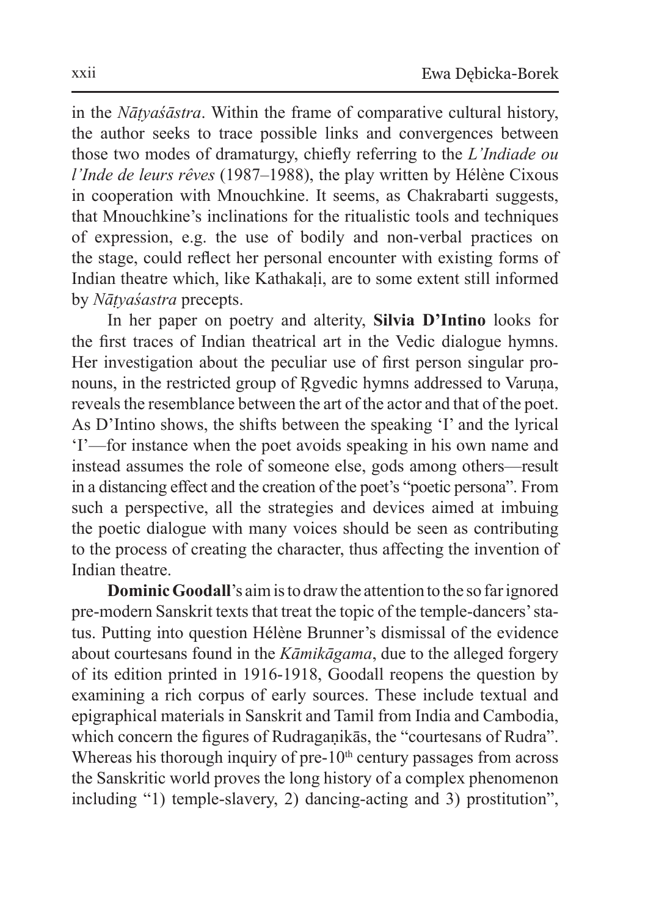in the *Nāṭyaśāstra*. Within the frame of comparative cultural history, the author seeks to trace possible links and convergences between those two modes of dramaturgy, chiefly referring to the *L'Indiade ou l'Inde de leurs rêves* (1987–1988), the play written by Hélène Cixous in cooperation with Mnouchkine. It seems, as Chakrabarti suggests, that Mnouchkine's inclinations for the ritualistic tools and techniques of expression, e.g. the use of bodily and non-verbal practices on the stage, could reflect her personal encounter with existing forms of Indian theatre which, like Kathakaḷi, are to some extent still informed by *Nāṭyaśastra* precepts.

In her paper on poetry and alterity, **Silvia D'Intino** looks for the first traces of Indian theatrical art in the Vedic dialogue hymns. Her investigation about the peculiar use of first person singular pronouns, in the restricted group of Ṛgvedic hymns addressed to Varuṇa, reveals the resemblance between the art of the actor and that of the poet. As D'Intino shows, the shifts between the speaking 'I' and the lyrical 'I'—for instance when the poet avoids speaking in his own name and instead assumes the role of someone else, gods among others—result in a distancing effect and the creation of the poet's "poetic persona". From such a perspective, all the strategies and devices aimed at imbuing the poetic dialogue with many voices should be seen as contributing to the process of creating the character, thus affecting the invention of Indian theatre.

**Dominic Goodall**'s aim is to draw the attention to the so far ignored pre-modern Sanskrit texts that treat the topic of the temple-dancers' status. Putting into question Hélène Brunner's dismissal of the evidence about courtesans found in the *Kāmikāgama*, due to the alleged forgery of its edition printed in 1916-1918, Goodall reopens the question by examining a rich corpus of early sources. These include textual and epigraphical materials in Sanskrit and Tamil from India and Cambodia, which concern the figures of Rudragaṇikās, the "courtesans of Rudra". Whereas his thorough inquiry of pre-10th century passages from across the Sanskritic world proves the long history of a complex phenomenon including "1) temple-slavery, 2) dancing-acting and 3) prostitution",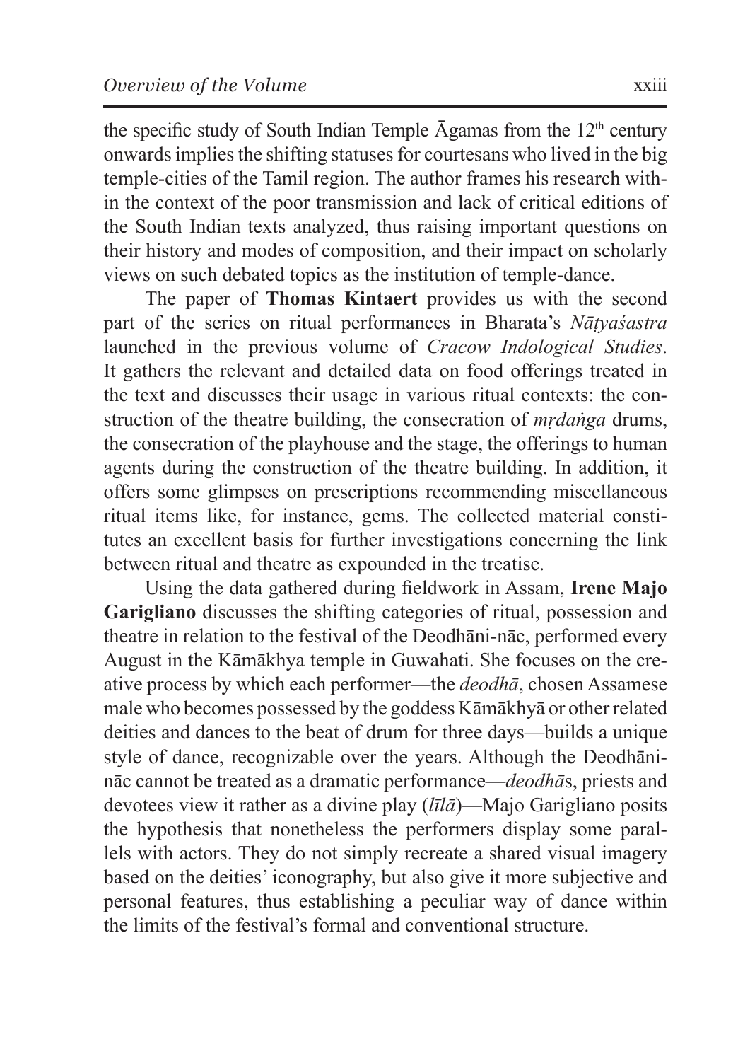the specific study of South Indian Temple Āgamas from the 12th century onwards implies the shifting statuses for courtesans who lived in the big temple-cities of the Tamil region. The author frames his research within the context of the poor transmission and lack of critical editions of the South Indian texts analyzed, thus raising important questions on their history and modes of composition, and their impact on scholarly views on such debated topics as the institution of temple-dance.

The paper of **Thomas Kintaert** provides us with the second part of the series on ritual performances in Bharata's *Nāṭyaśastra* launched in the previous volume of *Cracow Indological Studies*. It gathers the relevant and detailed data on food offerings treated in the text and discusses their usage in various ritual contexts: the construction of the theatre building, the consecration of *mṛdaṅga* drums, the consecration of the playhouse and the stage, the offerings to human agents during the construction of the theatre building. In addition, it offers some glimpses on prescriptions recommending miscellaneous ritual items like, for instance, gems. The collected material constitutes an excellent basis for further investigations concerning the link between ritual and theatre as expounded in the treatise.

Using the data gathered during fieldwork in Assam, **Irene Majo Garigliano** discusses the shifting categories of ritual, possession and theatre in relation to the festival of the Deodhāni-nāc, performed every August in the Kāmākhya temple in Guwahati. She focuses on the creative process by which each performer—the *deodhā*, chosen Assamese male who becomes possessed by the goddess Kāmākhyā or other related deities and dances to the beat of drum for three days—builds a unique style of dance, recognizable over the years. Although the Deodhāni-nāc cannot be treated as a dramatic performance—*deodhā*s, priests and devotees view it rather as a divine play (*līlā*)—Majo Garigliano posits the hypothesis that nonetheless the performers display some parallels with actors. They do not simply recreate a shared visual imagery based on the deities' iconography, but also give it more subjective and personal features, thus establishing a peculiar way of dance within the limits of the festival's formal and conventional structure.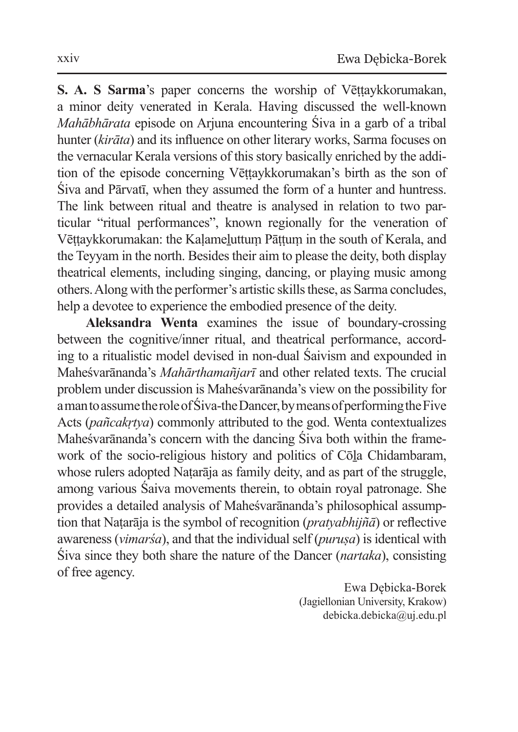**S. A. S Sarma**'s paper concerns the worship of Vēṭṭaykkorumakan, a minor deity venerated in Kerala. Having discussed the well-known *Mahābhārata* episode on Arjuna encountering Śiva in a garb of a tribal hunter (*kirāta*) and its influence on other literary works, Sarma focuses on the vernacular Kerala versions of this story basically enriched by the addition of the episode concerning Vēṭṭaykkorumakan's birth as the son of Śiva and Pārvatī, when they assumed the form of a hunter and huntress. The link between ritual and theatre is analysed in relation to two particular "ritual performances", known regionally for the veneration of Vēṭṭaykkorumakan: the Kaḷameḻuttuṃ Pāṭṭuṃ in the south of Kerala, and the Teyyam in the north. Besides their aim to please the deity, both display theatrical elements, including singing, dancing, or playing music among others. Along with the performer's artistic skills these, as Sarma concludes, help a devotee to experience the embodied presence of the deity.

**Aleksandra Wenta** examines the issue of boundary-crossing between the cognitive/inner ritual, and theatrical performance, according to a ritualistic model devised in non-dual Śaivism and expounded in Maheśvarānanda's *Mahārthamañjarī* and other related texts. The crucial problem under discussion is Maheśvarānanda's view on the possibility for a man to assume the role of Śiva-the Dancer, by means of performing the Five Acts (*pañcakṛtya*) commonly attributed to the god. Wenta contextualizes Maheśvarānanda's concern with the dancing Śiva both within the framework of the socio-religious history and politics of Cōḻa Chidambaram, whose rulers adopted Naṭarāja as family deity, and as part of the struggle, among various Śaiva movements therein, to obtain royal patronage. She provides a detailed analysis of Maheśvarānanda's philosophical assumption that Naṭarāja is the symbol of recognition (*pratyabhijñā*) or reflective awareness (*vimarśa*), and that the individual self (*puruṣa*) is identical with Śiva since they both share the nature of the Dancer (*nartaka*), consisting of free agency.

Ewa Dębicka-Borek
(Jagiellonian University, Krakow)
debicka.debicka@uj.edu.pl